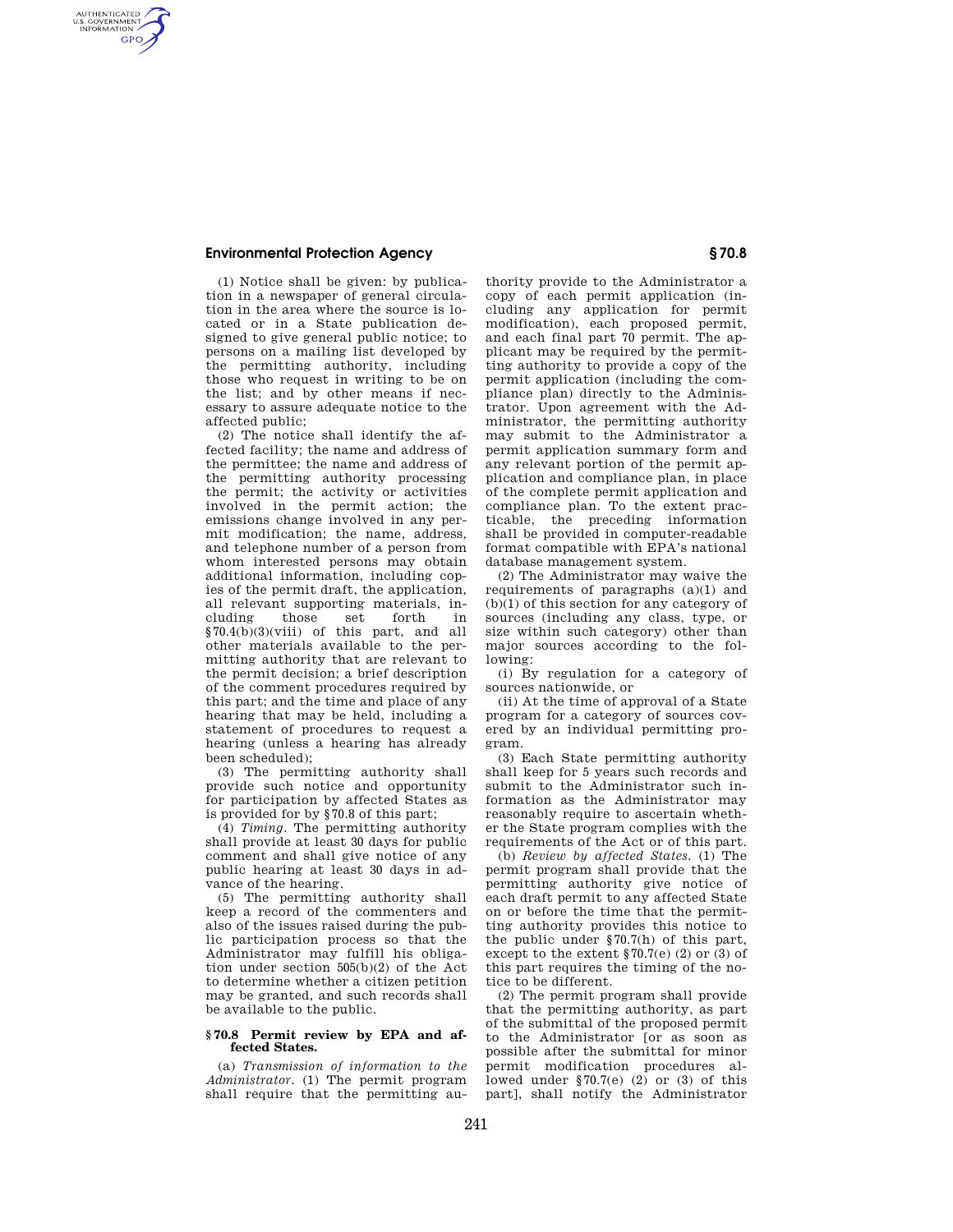(1) Notice shall be given: by publication in a newspaper of general circulation in the area where the source is located or in a State publication designed to give general public notice; to persons on a mailing list developed by the permitting authority, including those who request in writing to be on the list; and by other means if necessary to assure adequate notice to the affected public;

(2) The notice shall identify the affected facility; the name and address of the permittee; the name and address of the permitting authority processing the permit; the activity or activities involved in the permit action; the emissions change involved in any permit modification; the name, address, and telephone number of a person from whom interested persons may obtain additional information, including copies of the permit draft, the application, all relevant supporting materials, including those set forth in §70.4(b)(3)(viii) of this part, and all other materials available to the permitting authority that are relevant to the permit decision; a brief description of the comment procedures required by this part; and the time and place of any hearing that may be held, including a statement of procedures to request a hearing (unless a hearing has already been scheduled);

(3) The permitting authority shall provide such notice and opportunity for participation by affected States as is provided for by §70.8 of this part;

(4) *Timing.* The permitting authority shall provide at least 30 days for public comment and shall give notice of any public hearing at least 30 days in advance of the hearing.

(5) The permitting authority shall keep a record of the commenters and also of the issues raised during the public participation process so that the Administrator may fulfill his obligation under section 505(b)(2) of the Act to determine whether a citizen petition may be granted, and such records shall be available to the public.

## §70.8 Permit review by EPA and affected States.

(a) *Transmission of information to the Administrator.* (1) The permit program shall require that the permitting authority provide to the Administrator a copy of each permit application (including any application for permit modification), each proposed permit, and each final part 70 permit. The applicant may be required by the permitting authority to provide a copy of the permit application (including the compliance plan) directly to the Administrator. Upon agreement with the Administrator, the permitting authority may submit to the Administrator a permit application summary form and any relevant portion of the permit application and compliance plan, in place of the complete permit application and compliance plan. To the extent practicable, the preceding information shall be provided in computer-readable format compatible with EPA's national database management system.

(2) The Administrator may waive the requirements of paragraphs (a)(1) and (b)(1) of this section for any category of sources (including any class, type, or size within such category) other than major sources according to the following:

(i) By regulation for a category of sources nationwide, or

(ii) At the time of approval of a State program for a category of sources covered by an individual permitting program.

(3) Each State permitting authority shall keep for 5 years such records and submit to the Administrator such information as the Administrator may reasonably require to ascertain whether the State program complies with the requirements of the Act or of this part.

(b) *Review by affected States.* (1) The permit program shall provide that the permitting authority give notice of each draft permit to any affected State on or before the time that the permitting authority provides this notice to the public under §70.7(h) of this part, except to the extent §70.7(e) (2) or (3) of this part requires the timing of the notice to be different.

(2) The permit program shall provide that the permitting authority, as part of the submittal of the proposed permit to the Administrator [or as soon as possible after the submittal for minor permit modification procedures allowed under §70.7(e) (2) or (3) of this part], shall notify the Administrator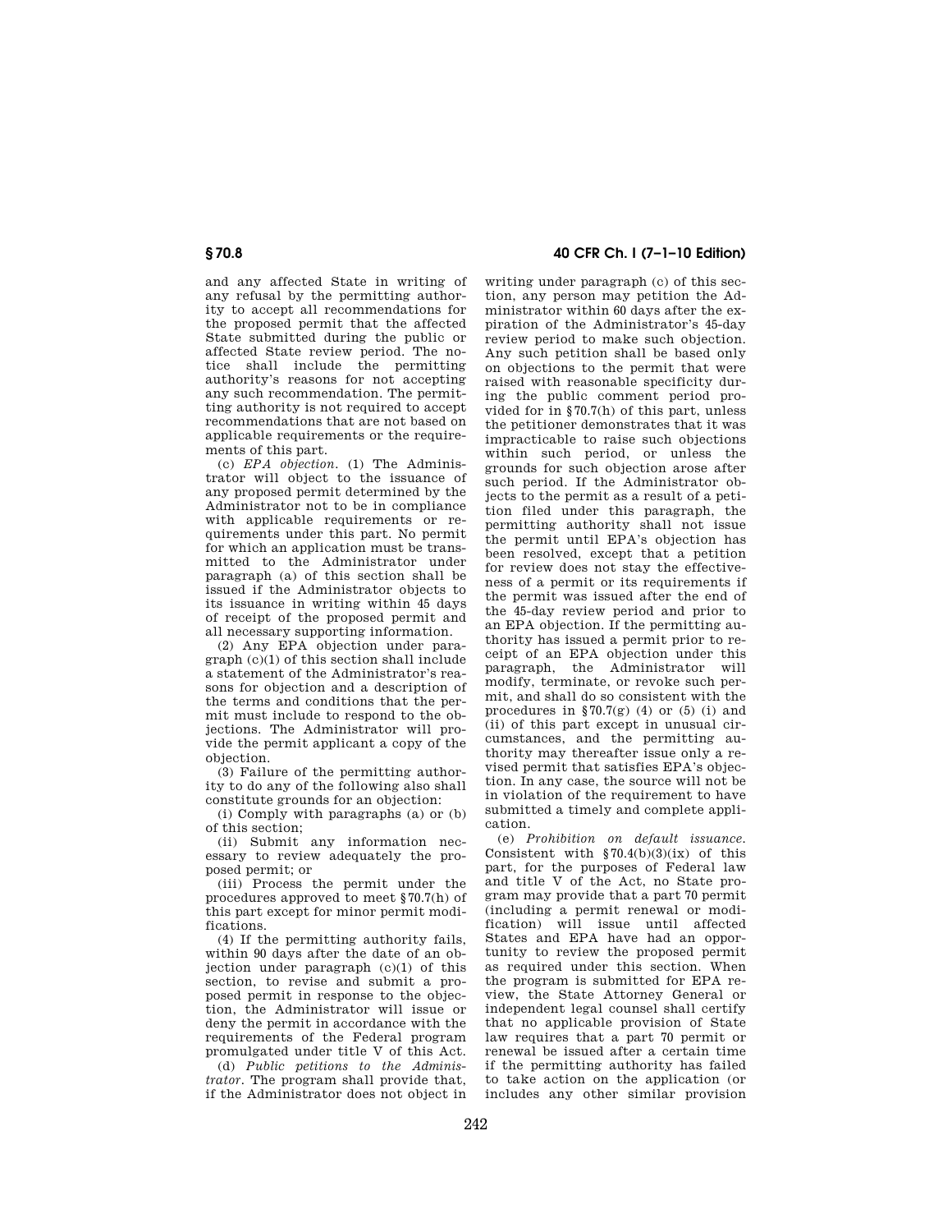and any affected State in writing of any refusal by the permitting authority to accept all recommendations for the proposed permit that the affected State submitted during the public or affected State review period. The notice shall include the permitting authority's reasons for not accepting any such recommendation. The permitting authority is not required to accept recommendations that are not based on applicable requirements or the requirements of this part.

(c) *EPA objection.* (1) The Administrator will object to the issuance of any proposed permit determined by the Administrator not to be in compliance with applicable requirements or requirements under this part. No permit for which an application must be transmitted to the Administrator under paragraph (a) of this section shall be issued if the Administrator objects to its issuance in writing within 45 days of receipt of the proposed permit and all necessary supporting information.

(2) Any EPA objection under paragraph (c)(1) of this section shall include a statement of the Administrator's reasons for objection and a description of the terms and conditions that the permit must include to respond to the objections. The Administrator will provide the permit applicant a copy of the objection.

(3) Failure of the permitting authority to do any of the following also shall constitute grounds for an objection:

(i) Comply with paragraphs (a) or (b) of this section;

(ii) Submit any information necessary to review adequately the proposed permit; or

(iii) Process the permit under the procedures approved to meet §70.7(h) of this part except for minor permit modifications.

(4) If the permitting authority fails, within 90 days after the date of an objection under paragraph (c)(1) of this section, to revise and submit a proposed permit in response to the objection, the Administrator will issue or deny the permit in accordance with the requirements of the Federal program promulgated under title V of this Act.

(d) *Public petitions to the Administrator.* The program shall provide that, if the Administrator does not object in writing under paragraph (c) of this section, any person may petition the Administrator within 60 days after the expiration of the Administrator's 45-day review period to make such objection. Any such petition shall be based only on objections to the permit that were raised with reasonable specificity during the public comment period provided for in §70.7(h) of this part, unless the petitioner demonstrates that it was impracticable to raise such objections within such period, or unless the grounds for such objection arose after such period. If the Administrator objects to the permit as a result of a petition filed under this paragraph, the permitting authority shall not issue the permit until EPA's objection has been resolved, except that a petition for review does not stay the effectiveness of a permit or its requirements if the permit was issued after the end of the 45-day review period and prior to an EPA objection. If the permitting authority has issued a permit prior to receipt of an EPA objection under this paragraph, the Administrator will modify, terminate, or revoke such permit, and shall do so consistent with the procedures in §70.7(g) (4) or (5) (i) and (ii) of this part except in unusual circumstances, and the permitting authority may thereafter issue only a revised permit that satisfies EPA's objection. In any case, the source will not be in violation of the requirement to have submitted a timely and complete application.

(e) *Prohibition on default issuance.* Consistent with §70.4(b)(3)(ix) of this part, for the purposes of Federal law and title V of the Act, no State program may provide that a part 70 permit (including a permit renewal or modification) will issue until affected States and EPA have had an opportunity to review the proposed permit as required under this section. When the program is submitted for EPA review, the State Attorney General or independent legal counsel shall certify that no applicable provision of State law requires that a part 70 permit or renewal be issued after a certain time if the permitting authority has failed to take action on the application (or includes any other similar provision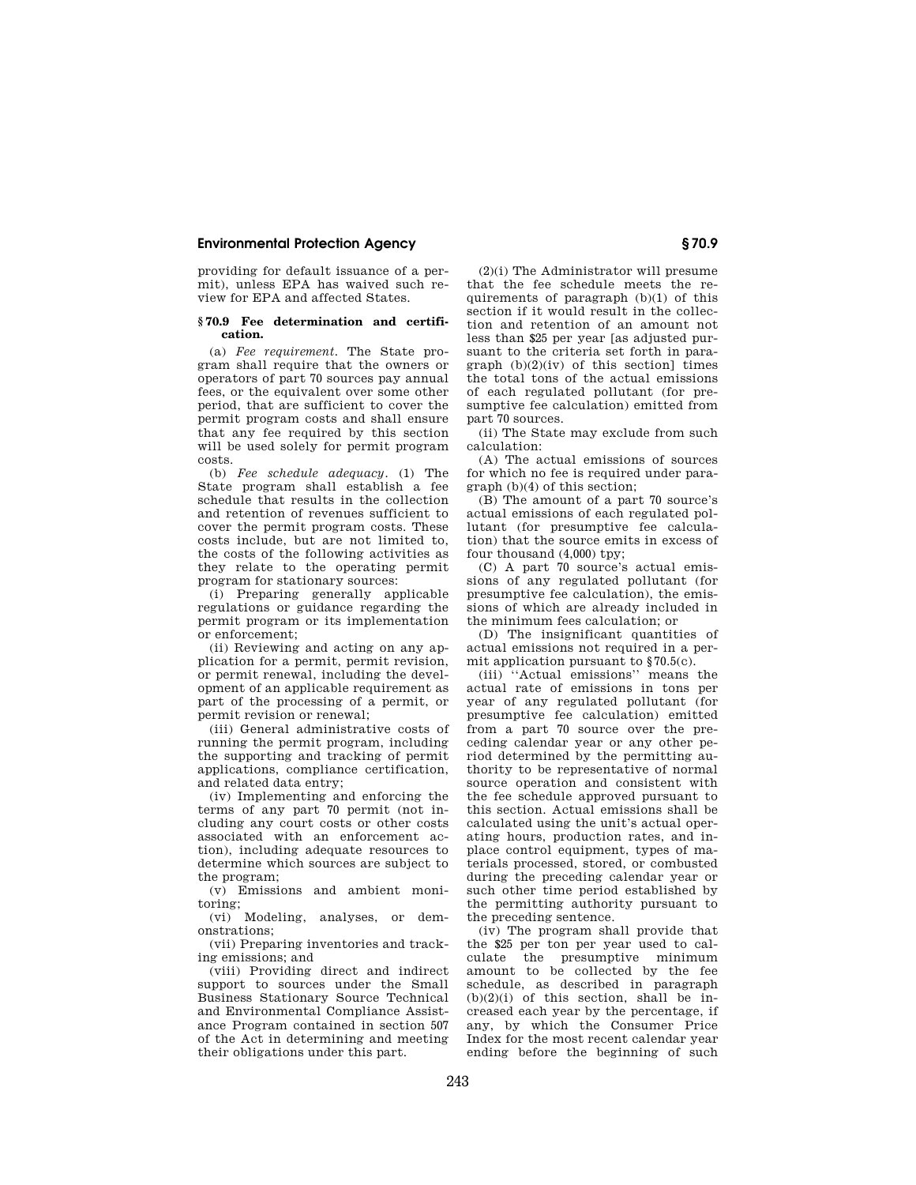providing for default issuance of a permit), unless EPA has waived such review for EPA and affected States.

### § 70.9 Fee determination and certification.

(a) *Fee requirement.* The State program shall require that the owners or operators of part 70 sources pay annual fees, or the equivalent over some other period, that are sufficient to cover the permit program costs and shall ensure that any fee required by this section will be used solely for permit program costs.

(b) *Fee schedule adequacy.* (1) The State program shall establish a fee schedule that results in the collection and retention of revenues sufficient to cover the permit program costs. These costs include, but are not limited to, the costs of the following activities as they relate to the operating permit program for stationary sources:

(i) Preparing generally applicable regulations or guidance regarding the permit program or its implementation or enforcement;

(ii) Reviewing and acting on any application for a permit, permit revision, or permit renewal, including the development of an applicable requirement as part of the processing of a permit, or permit revision or renewal;

(iii) General administrative costs of running the permit program, including the supporting and tracking of permit applications, compliance certification, and related data entry;

(iv) Implementing and enforcing the terms of any part 70 permit (not including any court costs or other costs associated with an enforcement action), including adequate resources to determine which sources are subject to the program;

(v) Emissions and ambient monitoring;

(vi) Modeling, analyses, or demonstrations;

(vii) Preparing inventories and tracking emissions; and

(viii) Providing direct and indirect support to sources under the Small Business Stationary Source Technical and Environmental Compliance Assistance Program contained in section 507 of the Act in determining and meeting their obligations under this part.

(2)(i) The Administrator will presume that the fee schedule meets the requirements of paragraph (b)(1) of this section if it would result in the collection and retention of an amount not less than $25 per year [as adjusted pursuant to the criteria set forth in paragraph (b)(2)(iv) of this section] times the total tons of the actual emissions of each regulated pollutant (for presumptive fee calculation) emitted from part 70 sources.

(ii) The State may exclude from such calculation:

(A) The actual emissions of sources for which no fee is required under paragraph (b)(4) of this section;

(B) The amount of a part 70 source's actual emissions of each regulated pollutant (for presumptive fee calculation) that the source emits in excess of four thousand (4,000) tpy;

(C) A part 70 source's actual emissions of any regulated pollutant (for presumptive fee calculation), the emissions of which are already included in the minimum fees calculation; or

(D) The insignificant quantities of actual emissions not required in a permit application pursuant to §70.5(c).

(iii) ''Actual emissions'' means the actual rate of emissions in tons per year of any regulated pollutant (for presumptive fee calculation) emitted from a part 70 source over the preceding calendar year or any other period determined by the permitting authority to be representative of normal source operation and consistent with the fee schedule approved pursuant to this section. Actual emissions shall be calculated using the unit's actual operating hours, production rates, and in-place control equipment, types of materials processed, stored, or combusted during the preceding calendar year or such other time period established by the permitting authority pursuant to the preceding sentence.

(iv) The program shall provide that the $25 per ton per year used to calculate the presumptive minimum amount to be collected by the fee schedule, as described in paragraph (b)(2)(i) of this section, shall be increased each year by the percentage, if any, by which the Consumer Price Index for the most recent calendar year ending before the beginning of such